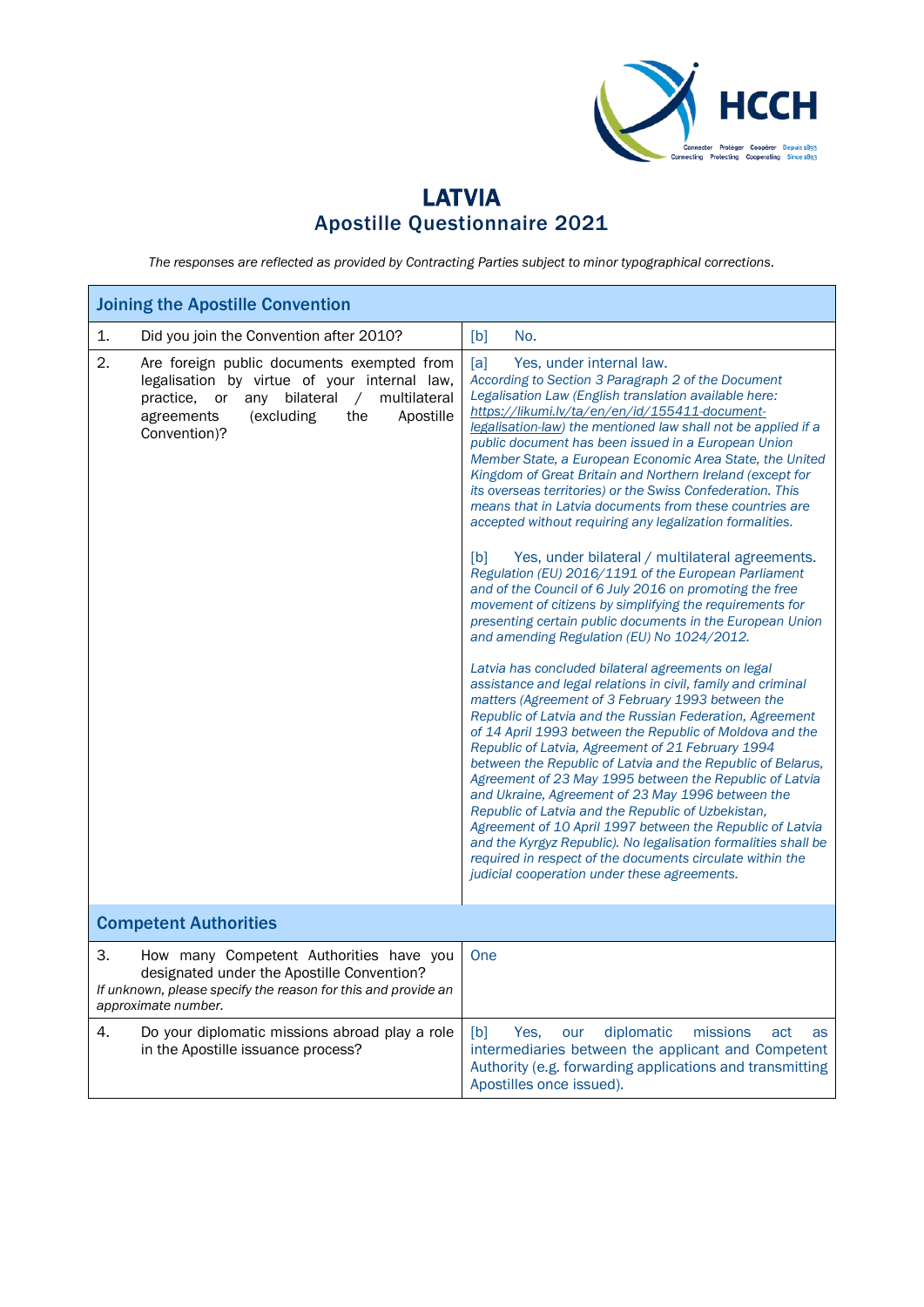# LATVIA
## Apostille Questionnaire 2021

*The responses are reflected as provided by Contracting Parties subject to minor typographical corrections.*

| Joining the Apostille Convention | |
|---|---|
| 1. Did you join the Convention after 2010? | [b] No. |
| 2. Are foreign public documents exempted from legalisation by virtue of your internal law, practice, or any bilateral / multilateral agreements (excluding the Apostille Convention)? | [a] Yes, under internal law.<br>*According to Section 3 Paragraph 2 of the Document Legalisation Law (English translation available here: https://likumi.lv/ta/en/en/id/155411-document-legalisation-law) the mentioned law shall not be applied if a public document has been issued in a European Union Member State, a European Economic Area State, the United Kingdom of Great Britain and Northern Ireland (except for its overseas territories) or the Swiss Confederation. This means that in Latvia documents from these countries are accepted without requiring any legalization formalities.*<br><br>[b] Yes, under bilateral / multilateral agreements.<br>*Regulation (EU) 2016/1191 of the European Parliament and of the Council of 6 July 2016 on promoting the free movement of citizens by simplifying the requirements for presenting certain public documents in the European Union and amending Regulation (EU) No 1024/2012.*<br><br>*Latvia has concluded bilateral agreements on legal assistance and legal relations in civil, family and criminal matters (Agreement of 3 February 1993 between the Republic of Latvia and the Russian Federation, Agreement of 14 April 1993 between the Republic of Moldova and the Republic of Latvia, Agreement of 21 February 1994 between the Republic of Latvia and the Republic of Belarus, Agreement of 23 May 1995 between the Republic of Latvia and Ukraine, Agreement of 23 May 1996 between the Republic of Latvia and the Republic of Uzbekistan, Agreement of 10 April 1997 between the Republic of Latvia and the Kyrgyz Republic). No legalisation formalities shall be required in respect of the documents circulate within the judicial cooperation under these agreements.* |
| **Competent Authorities** | |
| 3. How many Competent Authorities have you designated under the Apostille Convention?<br>*If unknown, please specify the reason for this and provide an approximate number.* | One |
| 4. Do your diplomatic missions abroad play a role in the Apostille issuance process? | [b] Yes, our diplomatic missions act as intermediaries between the applicant and Competent Authority (e.g. forwarding applications and transmitting Apostilles once issued). |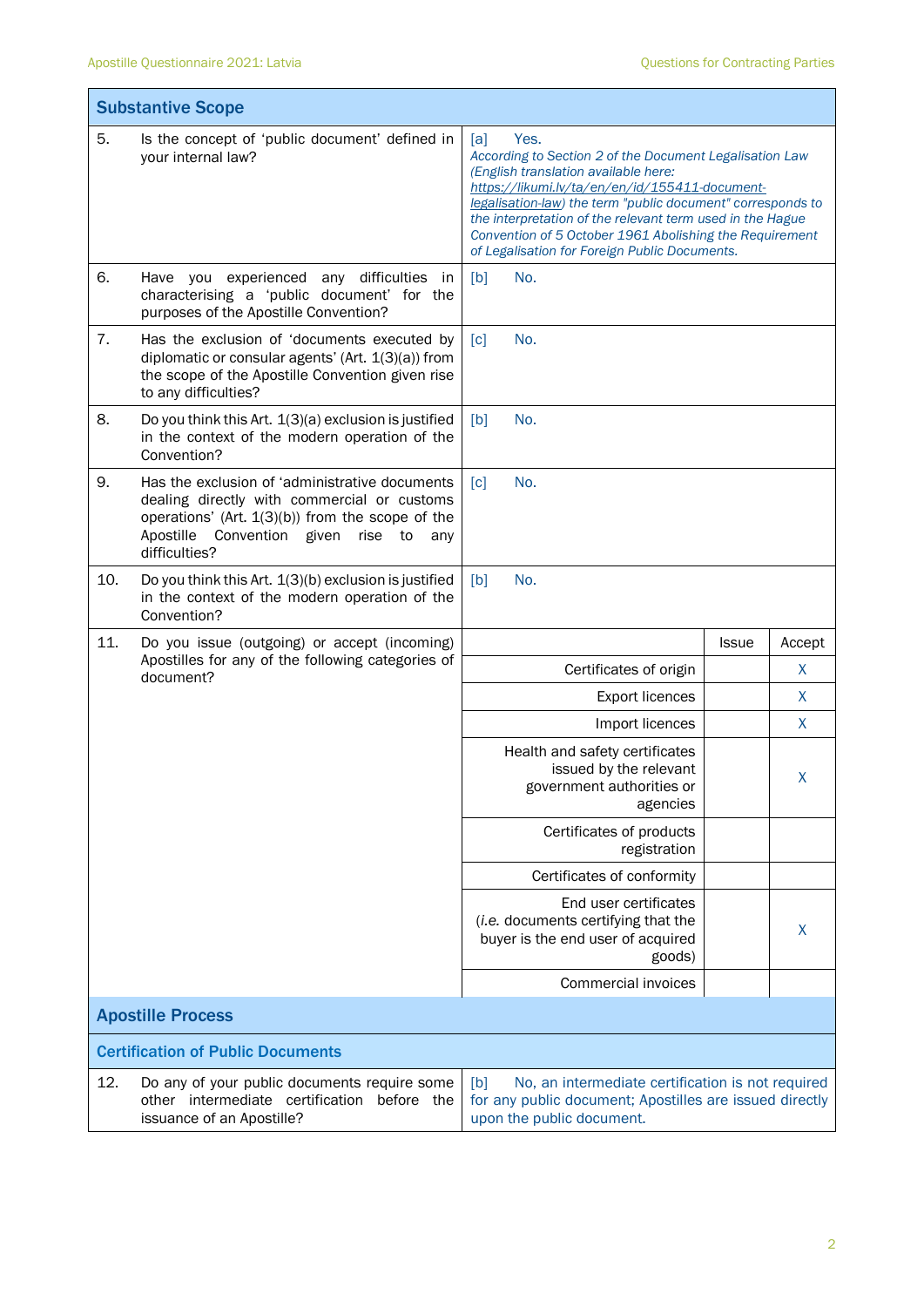## Substantive Scope

| | Question | Answer |
|---|---|---|
| 5. | Is the concept of 'public document' defined in your internal law? | [a] Yes. *According to Section 2 of the Document Legalisation Law (English translation available here: https://likumi.lv/ta/en/en/id/155411-document-legalisation-law) the term "public document" corresponds to the interpretation of the relevant term used in the Hague Convention of 5 October 1961 Abolishing the Requirement of Legalisation for Foreign Public Documents.* |
| 6. | Have you experienced any difficulties in characterising a 'public document' for the purposes of the Apostille Convention? | [b] No. |
| 7. | Has the exclusion of 'documents executed by diplomatic or consular agents' (Art. 1(3)(a)) from the scope of the Apostille Convention given rise to any difficulties? | [c] No. |
| 8. | Do you think this Art. 1(3)(a) exclusion is justified in the context of the modern operation of the Convention? | [b] No. |
| 9. | Has the exclusion of 'administrative documents dealing directly with commercial or customs operations' (Art. 1(3)(b)) from the scope of the Apostille Convention given rise to any difficulties? | [c] No. |
| 10. | Do you think this Art. 1(3)(b) exclusion is justified in the context of the modern operation of the Convention? | [b] No. |

11. Do you issue (outgoing) or accept (incoming) Apostilles for any of the following categories of document?

| | Issue | Accept |
|---|---|---|
| Certificates of origin | | X |
| Export licences | | X |
| Import licences | | X |
| Health and safety certificates issued by the relevant government authorities or agencies | | X |
| Certificates of products registration | | |
| Certificates of conformity | | |
| End user certificates (*i.e.* documents certifying that the buyer is the end user of acquired goods) | | X |
| Commercial invoices | | |

## Apostille Process

### Certification of Public Documents

| | Question | Answer |
|---|---|---|
| 12. | Do any of your public documents require some other intermediate certification before the issuance of an Apostille? | [b] No, an intermediate certification is not required for any public document; Apostilles are issued directly upon the public document. |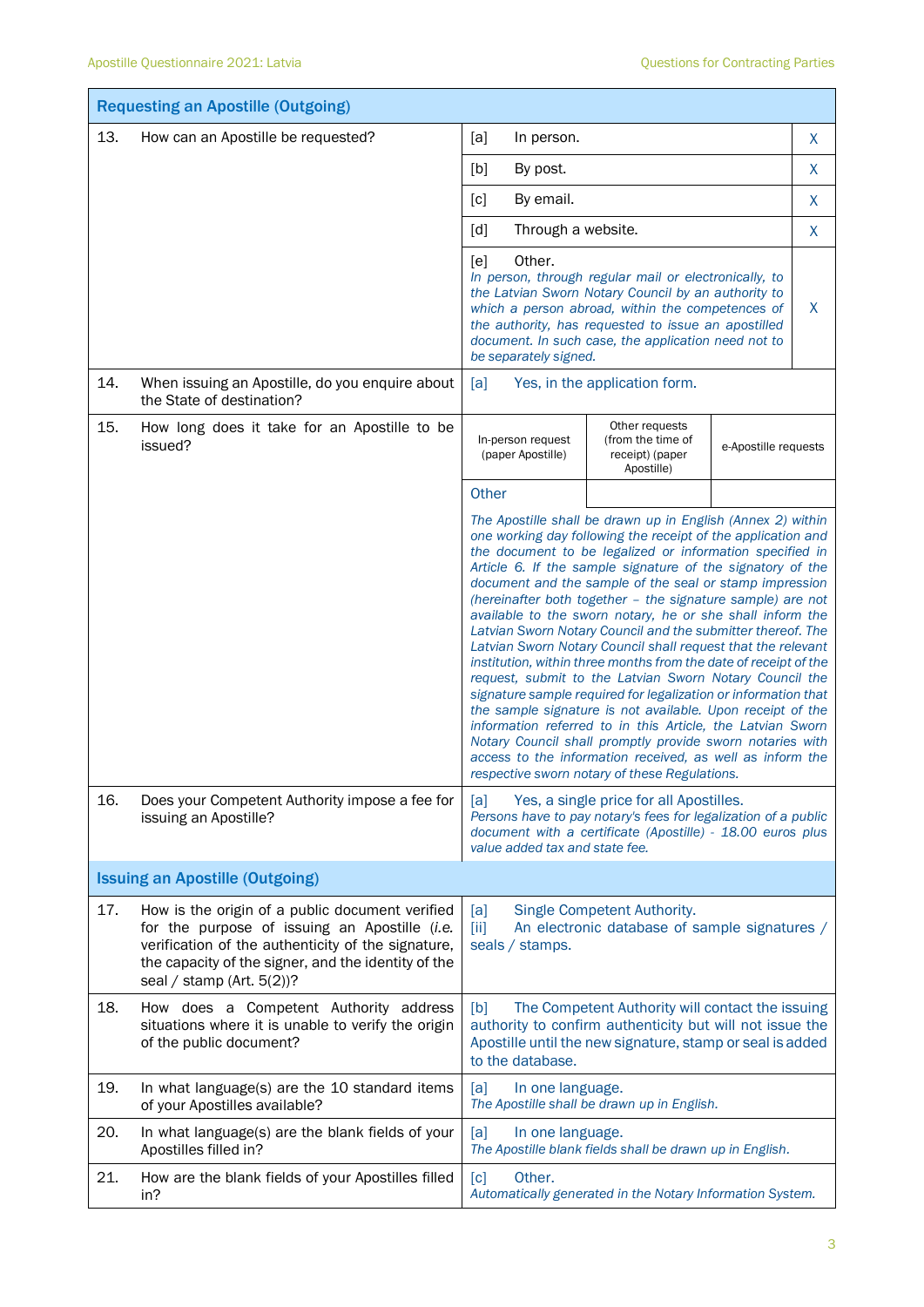| Requesting an Apostille (Outgoing) | | |
|---|---|---|
| 13. How can an Apostille be requested? | [a] In person. | X |
| | [b] By post. | X |
| | [c] By email. | X |
| | [d] Through a website. | X |
| | [e] Other. *In person, through regular mail or electronically, to the Latvian Sworn Notary Council by an authority to which a person abroad, within the competences of the authority, has requested to issue an apostilled document. In such case, the application need not to be separately signed.* | X |
| 14. When issuing an Apostille, do you enquire about the State of destination? | [a] Yes, in the application form. | |
| 15. How long does it take for an Apostille to be issued? | In-person request (paper Apostille) / Other requests (from the time of receipt) (paper Apostille) / e-Apostille requests: Other | |
| | *The Apostille shall be drawn up in English (Annex 2) within one working day following the receipt of the application and the document to be legalized or information specified in Article 6. If the sample signature of the signatory of the document and the sample of the seal or stamp impression (hereinafter both together – the signature sample) are not available to the sworn notary, he or she shall inform the Latvian Sworn Notary Council and the submitter thereof. The Latvian Sworn Notary Council shall request that the relevant institution, within three months from the date of receipt of the request, submit to the Latvian Sworn Notary Council the signature sample required for legalization or information that the sample signature is not available. Upon receipt of the information referred to in this Article, the Latvian Sworn Notary Council shall promptly provide sworn notaries with access to the information received, as well as inform the respective sworn notary of these Regulations.* | |
| 16. Does your Competent Authority impose a fee for issuing an Apostille? | [a] Yes, a single price for all Apostilles. *Persons have to pay notary's fees for legalization of a public document with a certificate (Apostille) - 18.00 euros plus value added tax and state fee.* | |
| **Issuing an Apostille (Outgoing)** | | |
| 17. How is the origin of a public document verified for the purpose of issuing an Apostille (*i.e.* verification of the authenticity of the signature, the capacity of the signer, and the identity of the seal / stamp (Art. 5(2))? | [a] Single Competent Authority. [ii] An electronic database of sample signatures / seals / stamps. | |
| 18. How does a Competent Authority address situations where it is unable to verify the origin of the public document? | [b] The Competent Authority will contact the issuing authority to confirm authenticity but will not issue the Apostille until the new signature, stamp or seal is added to the database. | |
| 19. In what language(s) are the 10 standard items of your Apostilles available? | [a] In one language. *The Apostille shall be drawn up in English.* | |
| 20. In what language(s) are the blank fields of your Apostilles filled in? | [a] In one language. *The Apostille blank fields shall be drawn up in English.* | |
| 21. How are the blank fields of your Apostilles filled in? | [c] Other. *Automatically generated in the Notary Information System.* | |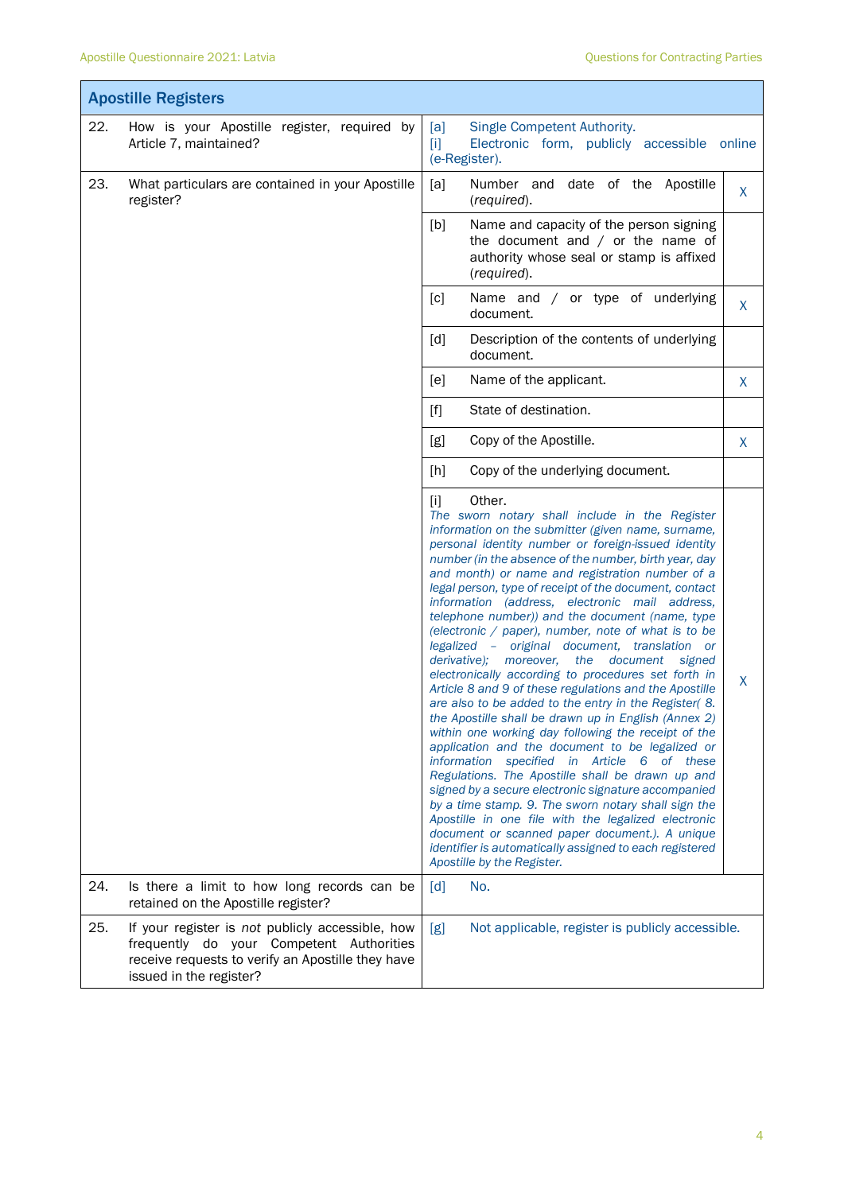| Apostille Registers | | | |
|---|---|---|---|
| 22. | How is your Apostille register, required by Article 7, maintained? | [a] Single Competent Authority.<br>[i] Electronic form, publicly accessible online (e-Register). | |
| 23. | What particulars are contained in your Apostille register? | [a] Number and date of the Apostille (*required*). | X |
| | | [b] Name and capacity of the person signing the document and / or the name of authority whose seal or stamp is affixed (*required*). | |
| | | [c] Name and / or type of underlying document. | X |
| | | [d] Description of the contents of underlying document. | |
| | | [e] Name of the applicant. | X |
| | | [f] State of destination. | |
| | | [g] Copy of the Apostille. | X |
| | | [h] Copy of the underlying document. | |
| | | [i] Other.<br>*The sworn notary shall include in the Register information on the submitter (given name, surname, personal identity number or foreign-issued identity number (in the absence of the number, birth year, day and month) or name and registration number of a legal person, type of receipt of the document, contact information (address, electronic mail address, telephone number)) and the document (name, type (electronic / paper), number, note of what is to be legalized – original document, translation or derivative); moreover, the document signed electronically according to procedures set forth in Article 8 and 9 of these regulations and the Apostille are also to be added to the entry in the Register( 8. the Apostille shall be drawn up in English (Annex 2) within one working day following the receipt of the application and the document to be legalized or information specified in Article 6 of these Regulations. The Apostille shall be drawn up and signed by a secure electronic signature accompanied by a time stamp. 9. The sworn notary shall sign the Apostille in one file with the legalized electronic document or scanned paper document.). A unique identifier is automatically assigned to each registered Apostille by the Register.* | X |
| 24. | Is there a limit to how long records can be retained on the Apostille register? | [d] No. | |
| 25. | If your register is *not* publicly accessible, how frequently do your Competent Authorities receive requests to verify an Apostille they have issued in the register? | [g] Not applicable, register is publicly accessible. | |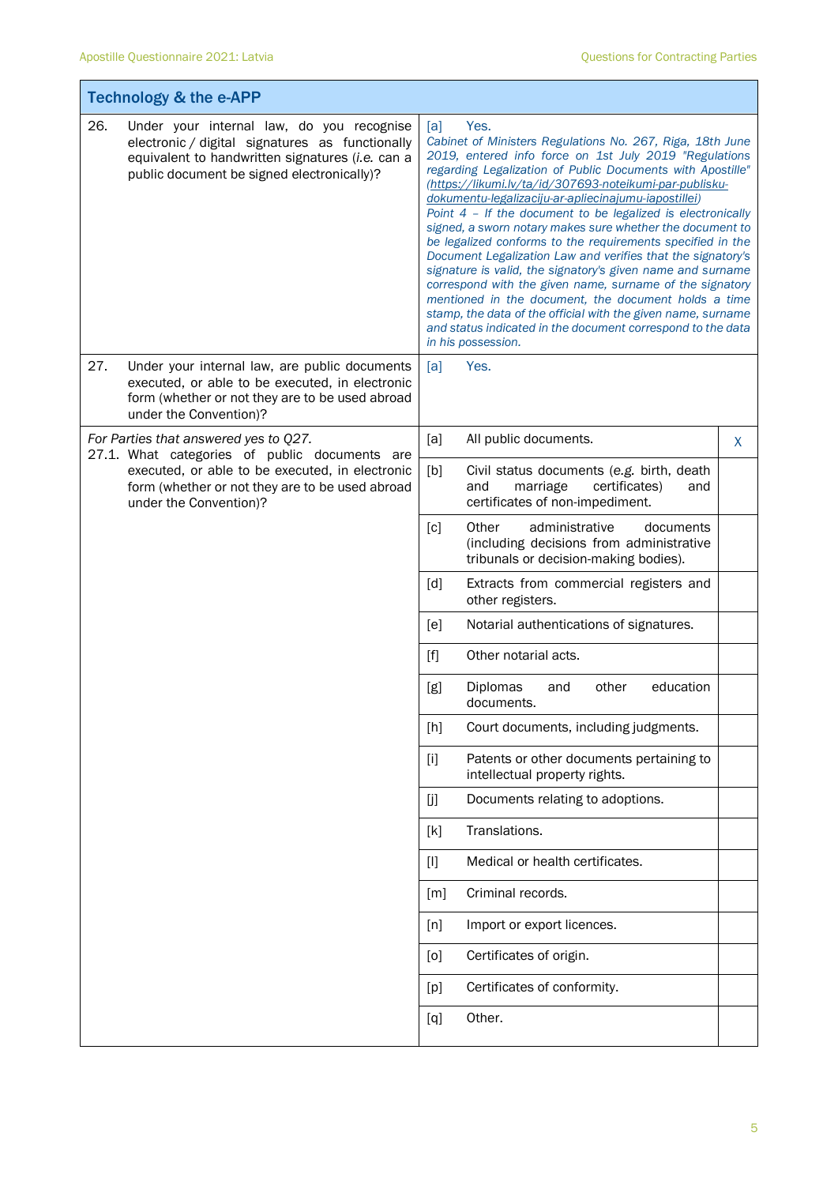## Technology & the e-APP

| | | | |
|---|---|---|---|
| 26. Under your internal law, do you recognise electronic / digital signatures as functionally equivalent to handwritten signatures (*i.e.* can a public document be signed electronically)? | [a] Yes.<br>*Cabinet of Ministers Regulations No. 267, Riga, 18th June 2019, entered info force on 1st July 2019 "Regulations regarding Legalization of Public Documents with Apostille" (https://likumi.lv/ta/id/307693-noteikumi-par-publisku-dokumentu-legalizaciju-ar-apliecinajumu-iapostillei)*<br>*Point 4 – If the document to be legalized is electronically signed, a sworn notary makes sure whether the document to be legalized conforms to the requirements specified in the Document Legalization Law and verifies that the signatory's signature is valid, the signatory's given name and surname correspond with the given name, surname of the signatory mentioned in the document, the document holds a time stamp, the data of the official with the given name, surname and status indicated in the document correspond to the data in his possession.* | | |
| 27. Under your internal law, are public documents executed, or able to be executed, in electronic form (whether or not they are to be used abroad under the Convention)? | [a] Yes. | | |
| *For Parties that answered yes to Q27.*<br>27.1. What categories of public documents are executed, or able to be executed, in electronic form (whether or not they are to be used abroad under the Convention)? | [a] | All public documents. | X |
| | [b] | Civil status documents (*e.g.* birth, death and marriage certificates) and certificates of non-impediment. | |
| | [c] | Other administrative documents (including decisions from administrative tribunals or decision-making bodies). | |
| | [d] | Extracts from commercial registers and other registers. | |
| | [e] | Notarial authentications of signatures. | |
| | [f] | Other notarial acts. | |
| | [g] | Diplomas and other education documents. | |
| | [h] | Court documents, including judgments. | |
| | [i] | Patents or other documents pertaining to intellectual property rights. | |
| | [j] | Documents relating to adoptions. | |
| | [k] | Translations. | |
| | [l] | Medical or health certificates. | |
| | [m] | Criminal records. | |
| | [n] | Import or export licences. | |
| | [o] | Certificates of origin. | |
| | [p] | Certificates of conformity. | |
| | [q] | Other. | |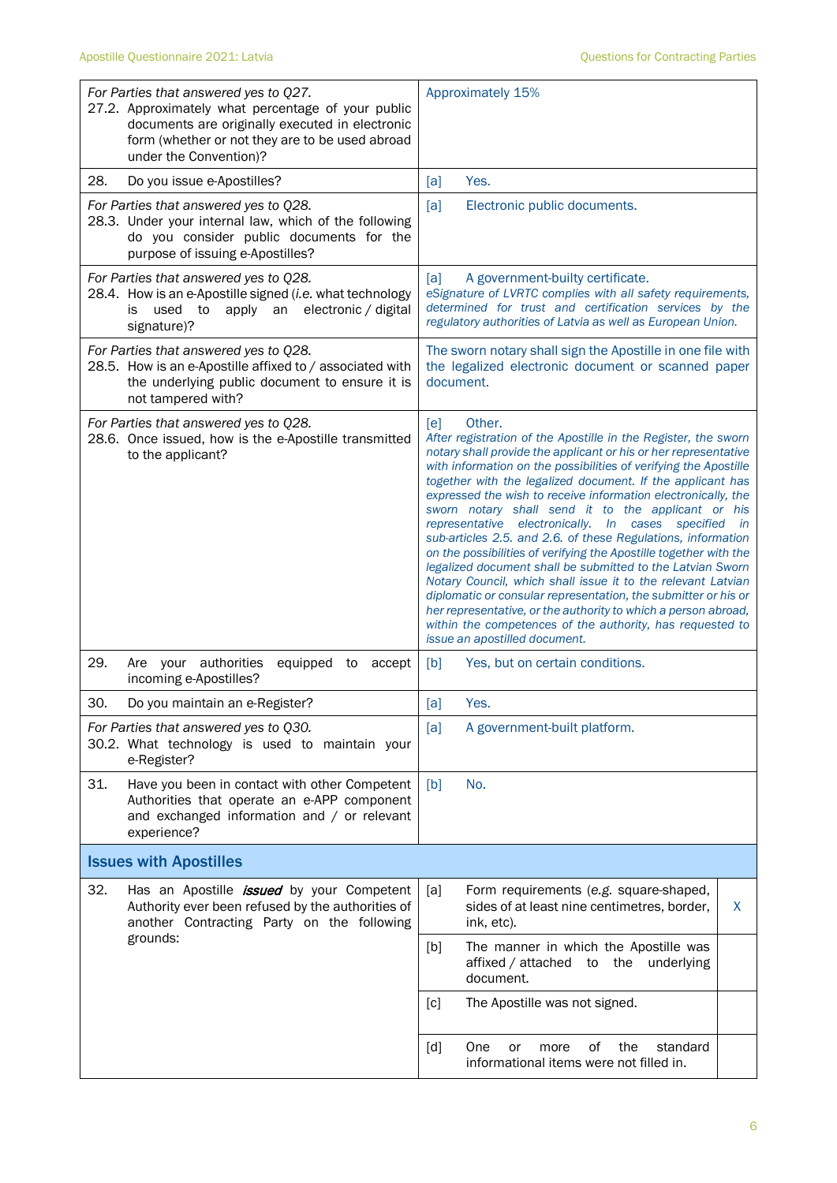| | |
|---|---|
| *For Parties that answered yes to Q27.*<br>27.2. Approximately what percentage of your public documents are originally executed in electronic form (whether or not they are to be used abroad under the Convention)? | Approximately 15% |
| 28. Do you issue e-Apostilles? | [a] Yes. |
| *For Parties that answered yes to Q28.*<br>28.3. Under your internal law, which of the following do you consider public documents for the purpose of issuing e-Apostilles? | [a] Electronic public documents. |
| *For Parties that answered yes to Q28.*<br>28.4. How is an e-Apostille signed (*i.e.* what technology is used to apply an electronic / digital signature)? | [a] A government-builty certificate.<br>*eSignature of LVRTC complies with all safety requirements, determined for trust and certification services by the regulatory authorities of Latvia as well as European Union.* |
| *For Parties that answered yes to Q28.*<br>28.5. How is an e-Apostille affixed to / associated with the underlying public document to ensure it is not tampered with? | The sworn notary shall sign the Apostille in one file with the legalized electronic document or scanned paper document. |
| *For Parties that answered yes to Q28.*<br>28.6. Once issued, how is the e-Apostille transmitted to the applicant? | [e] Other.<br>*After registration of the Apostille in the Register, the sworn notary shall provide the applicant or his or her representative with information on the possibilities of verifying the Apostille together with the legalized document. If the applicant has expressed the wish to receive information electronically, the sworn notary shall send it to the applicant or his representative electronically. In cases specified in sub-articles 2.5. and 2.6. of these Regulations, information on the possibilities of verifying the Apostille together with the legalized document shall be submitted to the Latvian Sworn Notary Council, which shall issue it to the relevant Latvian diplomatic or consular representation, the submitter or his or her representative, or the authority to which a person abroad, within the competences of the authority, has requested to issue an apostilled document.* |
| 29. Are your authorities equipped to accept incoming e-Apostilles? | [b] Yes, but on certain conditions. |
| 30. Do you maintain an e-Register? | [a] Yes. |
| *For Parties that answered yes to Q30.*<br>30.2. What technology is used to maintain your e-Register? | [a] A government-built platform. |
| 31. Have you been in contact with other Competent Authorities that operate an e-APP component and exchanged information and / or relevant experience? | [b] No. |

## Issues with Apostilles

| | | |
|---|---|---|
| 32. Has an Apostille ***issued*** by your Competent Authority ever been refused by the authorities of another Contracting Party on the following grounds: | [a] Form requirements (*e.g.* square-shaped, sides of at least nine centimetres, border, ink, etc). | X |
| | [b] The manner in which the Apostille was affixed / attached to the underlying document. | |
| | [c] The Apostille was not signed. | |
| | [d] One or more of the standard informational items were not filled in. | |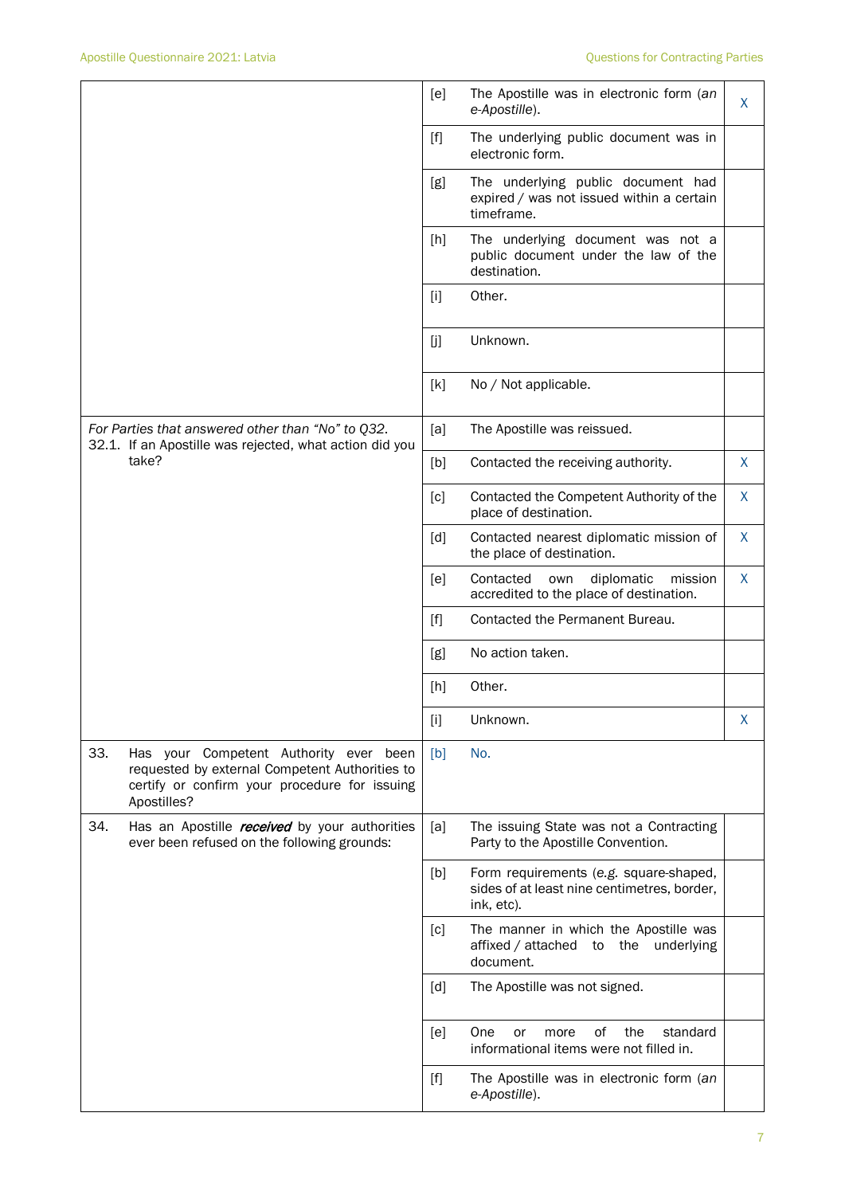| | | | |
|---|---|---|---|
| | [e] | The Apostille was in electronic form (*an e-Apostille*). | X |
| | [f] | The underlying public document was in electronic form. | |
| | [g] | The underlying public document had expired / was not issued within a certain timeframe. | |
| | [h] | The underlying document was not a public document under the law of the destination. | |
| | [i] | Other. | |
| | [j] | Unknown. | |
| | [k] | No / Not applicable. | |
| *For Parties that answered other than "No" to Q32.* 32.1. If an Apostille was rejected, what action did you take? | [a] | The Apostille was reissued. | |
| | [b] | Contacted the receiving authority. | X |
| | [c] | Contacted the Competent Authority of the place of destination. | X |
| | [d] | Contacted nearest diplomatic mission of the place of destination. | X |
| | [e] | Contacted own diplomatic mission accredited to the place of destination. | X |
| | [f] | Contacted the Permanent Bureau. | |
| | [g] | No action taken. | |
| | [h] | Other. | |
| | [i] | Unknown. | X |
| 33. Has your Competent Authority ever been requested by external Competent Authorities to certify or confirm your procedure for issuing Apostilles? | [b] | No. | |
| 34. Has an Apostille ***received*** by your authorities ever been refused on the following grounds: | [a] | The issuing State was not a Contracting Party to the Apostille Convention. | |
| | [b] | Form requirements (*e.g.* square-shaped, sides of at least nine centimetres, border, ink, etc). | |
| | [c] | The manner in which the Apostille was affixed / attached to the underlying document. | |
| | [d] | The Apostille was not signed. | |
| | [e] | One or more of the standard informational items were not filled in. | |
| | [f] | The Apostille was in electronic form (*an e-Apostille*). | |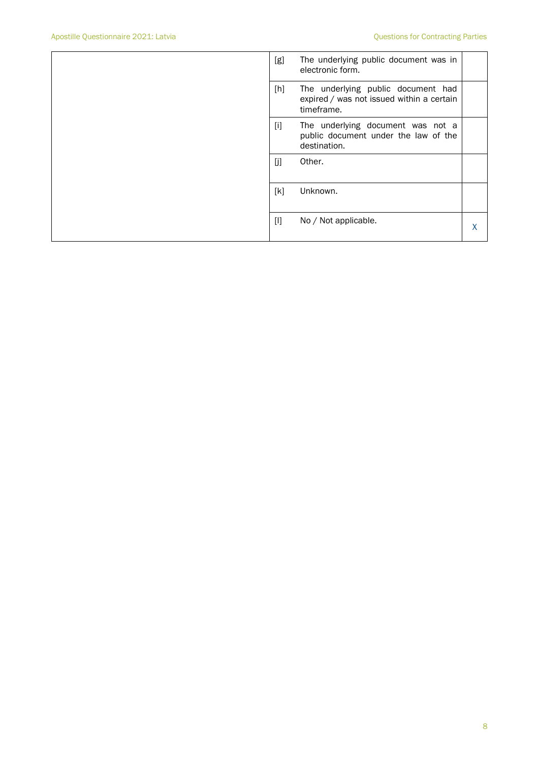| | | | |
|---|---|---|---|
| | [g] | The underlying public document was in electronic form. | |
| | [h] | The underlying public document had expired / was not issued within a certain timeframe. | |
| | [i] | The underlying document was not a public document under the law of the destination. | |
| | [j] | Other. | |
| | [k] | Unknown. | |
| | [l] | No / Not applicable. | X |